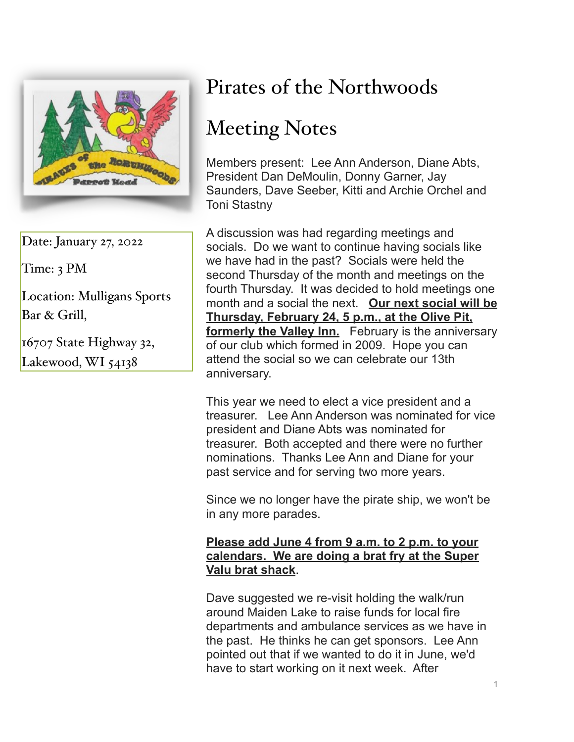# Pirates of the Northwoods

# Meeting Notes

Date: January 27, 2022

Time: 3 PM

Location: Mulligans Sports Bar & Grill,

16707 State Highway 32, Lakewood, WI 54138

Members present: Lee Ann Anderson, Diane Abts, President Dan DeMoulin, Donny Garner, Jay Saunders, Dave Seeber, Kitti and Archie Orchel and Toni Stastny

A discussion was had regarding meetings and socials. Do we want to continue having socials like we have had in the past? Socials were held the second Thursday of the month and meetings on the fourth Thursday. It was decided to hold meetings one month and a social the next. **Our next social will be Thursday, February 24, 5 p.m., at the Olive Pit, formerly the Valley Inn.** February is the anniversary of our club which formed in 2009. Hope you can attend the social so we can celebrate our 13th anniversary.

This year we need to elect a vice president and a treasurer. Lee Ann Anderson was nominated for vice president and Diane Abts was nominated for treasurer. Both accepted and there were no further nominations. Thanks Lee Ann and Diane for your past service and for serving two more years.

Since we no longer have the pirate ship, we won't be in any more parades.

**Please add June 4 from 9 a.m. to 2 p.m. to your calendars. We are doing a brat fry at the Super Valu brat shack**.

Dave suggested we re-visit holding the walk/run around Maiden Lake to raise funds for local fire departments and ambulance services as we have in the past. He thinks he can get sponsors. Lee Ann pointed out that if we wanted to do it in June, we'd have to start working on it next week. After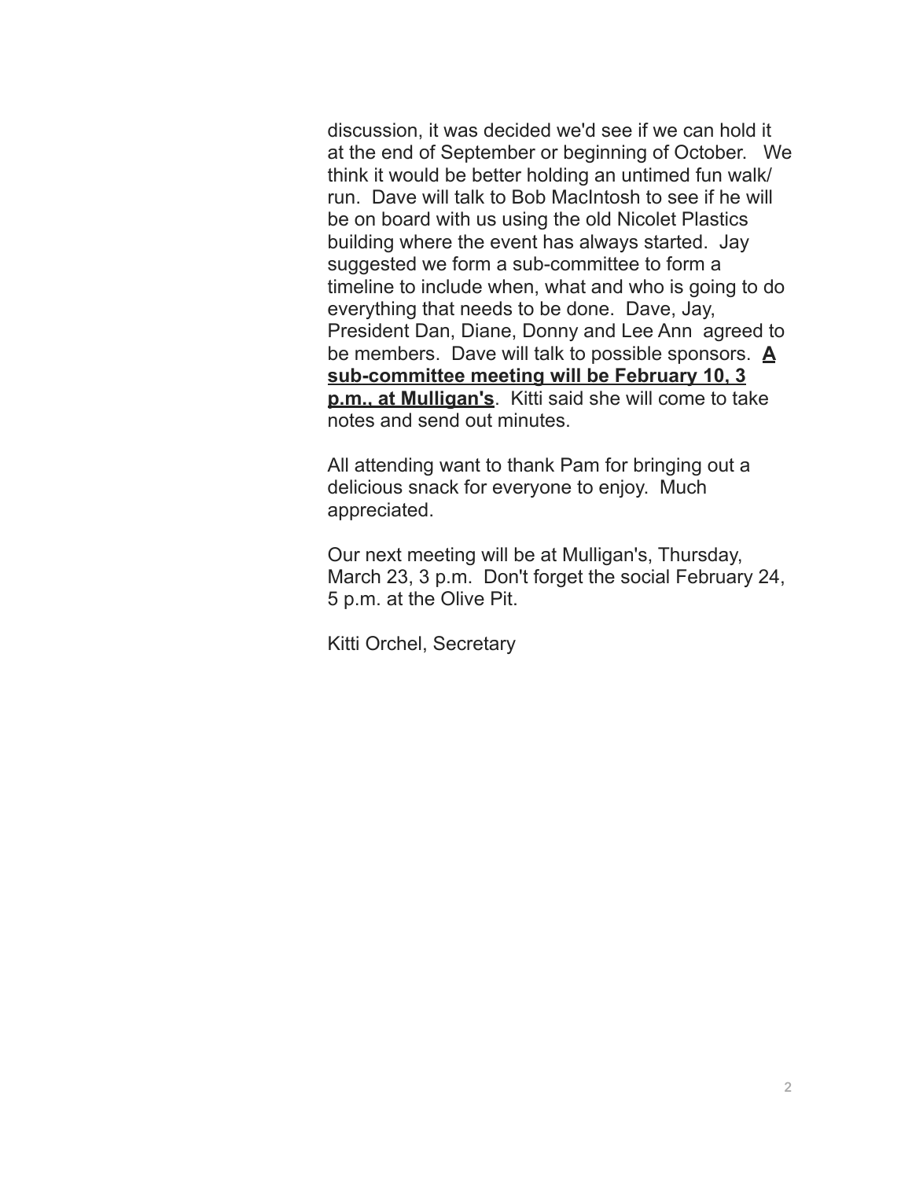discussion, it was decided we'd see if we can hold it at the end of September or beginning of October. We think it would be better holding an untimed fun walk/ run. Dave will talk to Bob MacIntosh to see if he will be on board with us using the old Nicolet Plastics building where the event has always started. Jay suggested we form a sub-committee to form a timeline to include when, what and who is going to do everything that needs to be done. Dave, Jay, President Dan, Diane, Donny and Lee Ann agreed to be members. Dave will talk to possible sponsors. **<u>A sub-committee meeting will be February 10, 3 p.m., at Mulligan's</u>**. Kitti said she will come to take notes and send out minutes.

All attending want to thank Pam for bringing out a delicious snack for everyone to enjoy. Much appreciated.

Our next meeting will be at Mulligan's, Thursday, March 23, 3 p.m. Don't forget the social February 24, 5 p.m. at the Olive Pit.

Kitti Orchel, Secretary